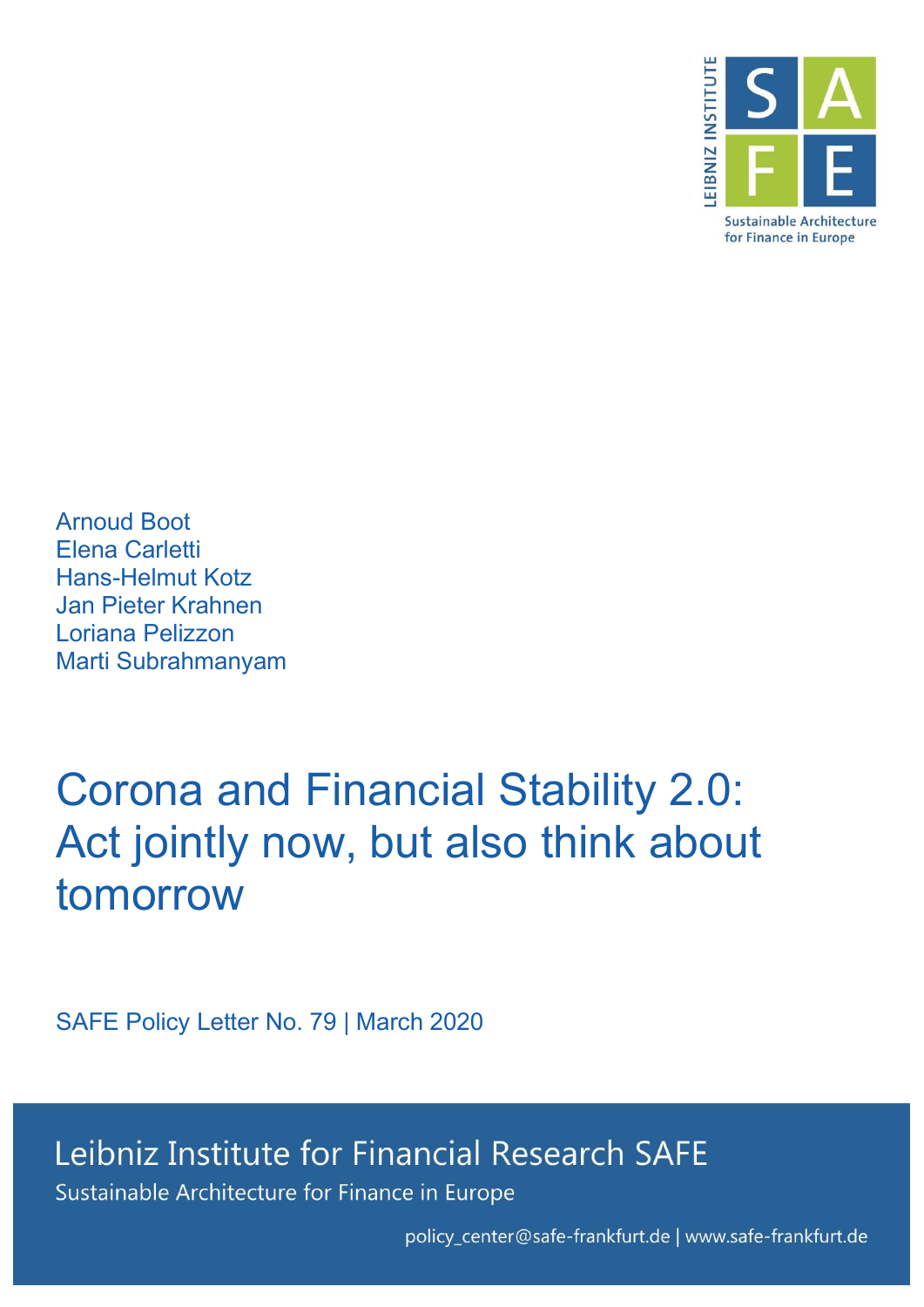Arnoud Boot
Elena Carletti
Hans-Helmut Kotz
Jan Pieter Krahnen
Loriana Pelizzon
Marti Subrahmanyam

# Corona and Financial Stability 2.0: Act jointly now, but also think about tomorrow

SAFE Policy Letter No. 79 | March 2020

Leibniz Institute for Financial Research SAFE

Sustainable Architecture for Finance in Europe

policy_center@safe-frankfurt.de | www.safe-frankfurt.de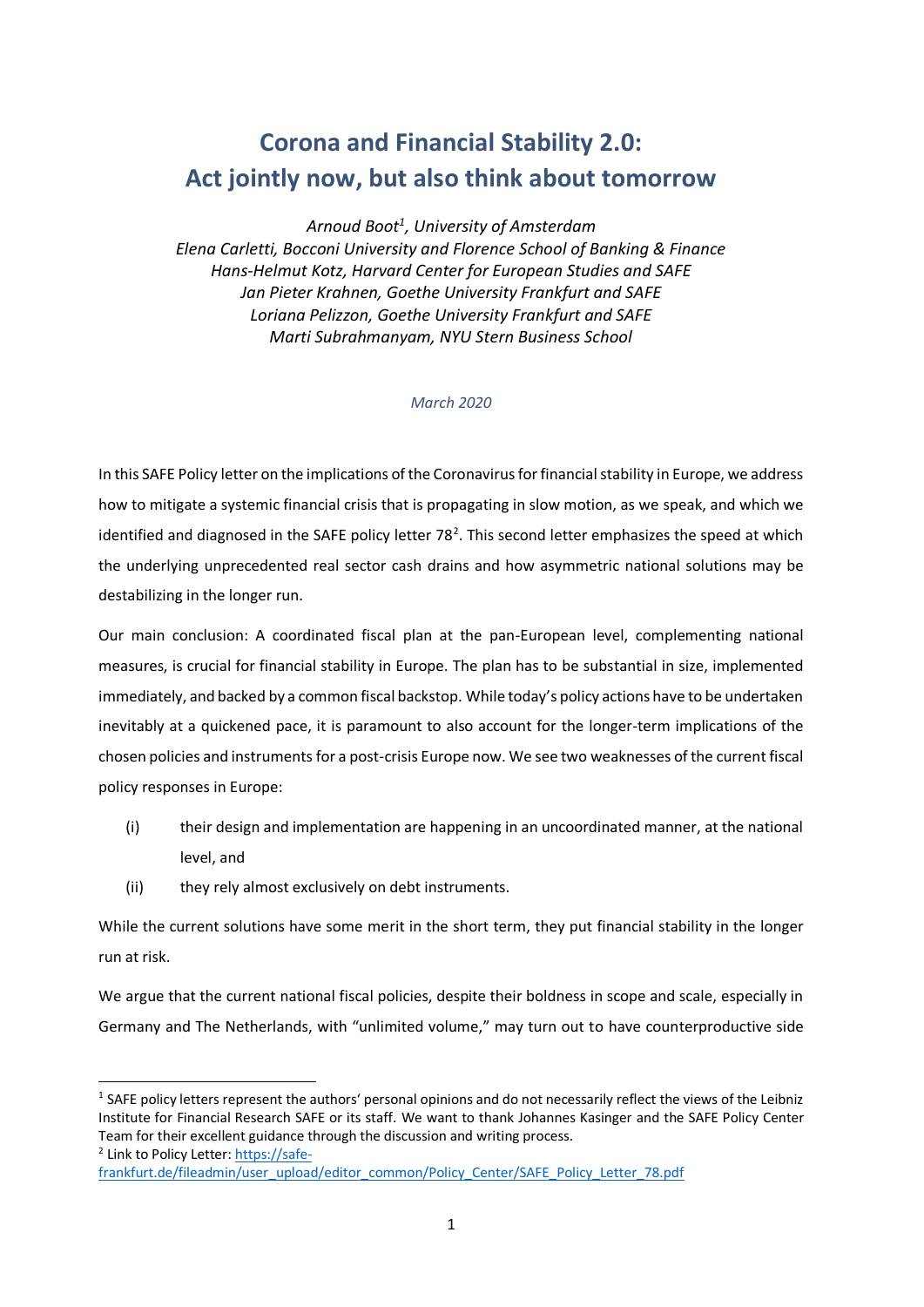# Corona and Financial Stability 2.0: Act jointly now, but also think about tomorrow

*Arnoud Boot[1], University of Amsterdam*
*Elena Carletti, Bocconi University and Florence School of Banking & Finance*
*Hans-Helmut Kotz, Harvard Center for European Studies and SAFE*
*Jan Pieter Krahnen, Goethe University Frankfurt and SAFE*
*Loriana Pelizzon, Goethe University Frankfurt and SAFE*
*Marti Subrahmanyam, NYU Stern Business School*

*March 2020*

In this SAFE Policy letter on the implications of the Coronavirus for financial stability in Europe, we address how to mitigate a systemic financial crisis that is propagating in slow motion, as we speak, and which we identified and diagnosed in the SAFE policy letter 78[2]. This second letter emphasizes the speed at which the underlying unprecedented real sector cash drains and how asymmetric national solutions may be destabilizing in the longer run.

Our main conclusion: A coordinated fiscal plan at the pan-European level, complementing national measures, is crucial for financial stability in Europe. The plan has to be substantial in size, implemented immediately, and backed by a common fiscal backstop. While today's policy actions have to be undertaken inevitably at a quickened pace, it is paramount to also account for the longer-term implications of the chosen policies and instruments for a post-crisis Europe now. We see two weaknesses of the current fiscal policy responses in Europe:

(i) their design and implementation are happening in an uncoordinated manner, at the national level, and

(ii) they rely almost exclusively on debt instruments.

While the current solutions have some merit in the short term, they put financial stability in the longer run at risk.

We argue that the current national fiscal policies, despite their boldness in scope and scale, especially in Germany and The Netherlands, with "unlimited volume," may turn out to have counterproductive side

---

[1] SAFE policy letters represent the authors' personal opinions and do not necessarily reflect the views of the Leibniz Institute for Financial Research SAFE or its staff. We want to thank Johannes Kasinger and the SAFE Policy Center Team for their excellent guidance through the discussion and writing process.

[2] Link to Policy Letter: https://safe-frankfurt.de/fileadmin/user_upload/editor_common/Policy_Center/SAFE_Policy_Letter_78.pdf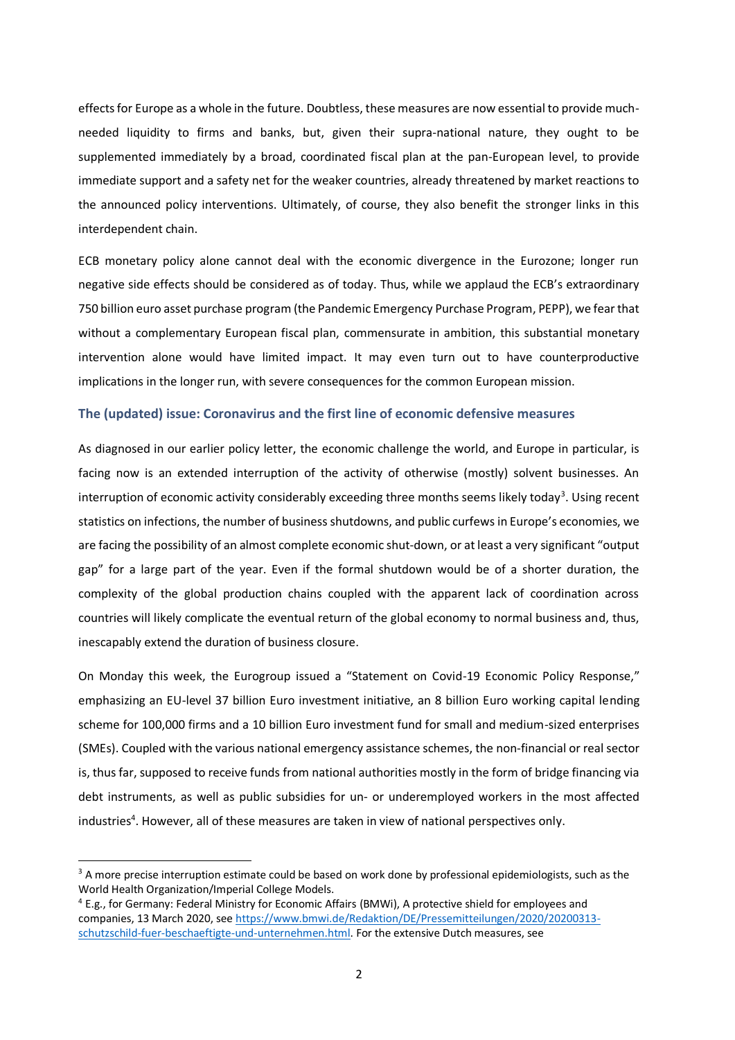effects for Europe as a whole in the future. Doubtless, these measures are now essential to provide much-needed liquidity to firms and banks, but, given their supra-national nature, they ought to be supplemented immediately by a broad, coordinated fiscal plan at the pan-European level, to provide immediate support and a safety net for the weaker countries, already threatened by market reactions to the announced policy interventions. Ultimately, of course, they also benefit the stronger links in this interdependent chain.

ECB monetary policy alone cannot deal with the economic divergence in the Eurozone; longer run negative side effects should be considered as of today. Thus, while we applaud the ECB's extraordinary 750 billion euro asset purchase program (the Pandemic Emergency Purchase Program, PEPP), we fear that without a complementary European fiscal plan, commensurate in ambition, this substantial monetary intervention alone would have limited impact. It may even turn out to have counterproductive implications in the longer run, with severe consequences for the common European mission.

### The (updated) issue: Coronavirus and the first line of economic defensive measures

As diagnosed in our earlier policy letter, the economic challenge the world, and Europe in particular, is facing now is an extended interruption of the activity of otherwise (mostly) solvent businesses. An interruption of economic activity considerably exceeding three months seems likely today[3]. Using recent statistics on infections, the number of business shutdowns, and public curfews in Europe's economies, we are facing the possibility of an almost complete economic shut-down, or at least a very significant "output gap" for a large part of the year. Even if the formal shutdown would be of a shorter duration, the complexity of the global production chains coupled with the apparent lack of coordination across countries will likely complicate the eventual return of the global economy to normal business and, thus, inescapably extend the duration of business closure.

On Monday this week, the Eurogroup issued a "Statement on Covid-19 Economic Policy Response," emphasizing an EU-level 37 billion Euro investment initiative, an 8 billion Euro working capital lending scheme for 100,000 firms and a 10 billion Euro investment fund for small and medium-sized enterprises (SMEs). Coupled with the various national emergency assistance schemes, the non-financial or real sector is, thus far, supposed to receive funds from national authorities mostly in the form of bridge financing via debt instruments, as well as public subsidies for un- or underemployed workers in the most affected industries[4]. However, all of these measures are taken in view of national perspectives only.

---

[3] A more precise interruption estimate could be based on work done by professional epidemiologists, such as the World Health Organization/Imperial College Models.

[4] E.g., for Germany: Federal Ministry for Economic Affairs (BMWi), A protective shield for employees and companies, 13 March 2020, see [https://www.bmwi.de/Redaktion/DE/Pressemitteilungen/2020/20200313-schutzschild-fuer-beschaeftigte-und-unternehmen.html](https://www.bmwi.de/Redaktion/DE/Pressemitteilungen/2020/20200313-schutzschild-fuer-beschaeftigte-und-unternehmen.html). For the extensive Dutch measures, see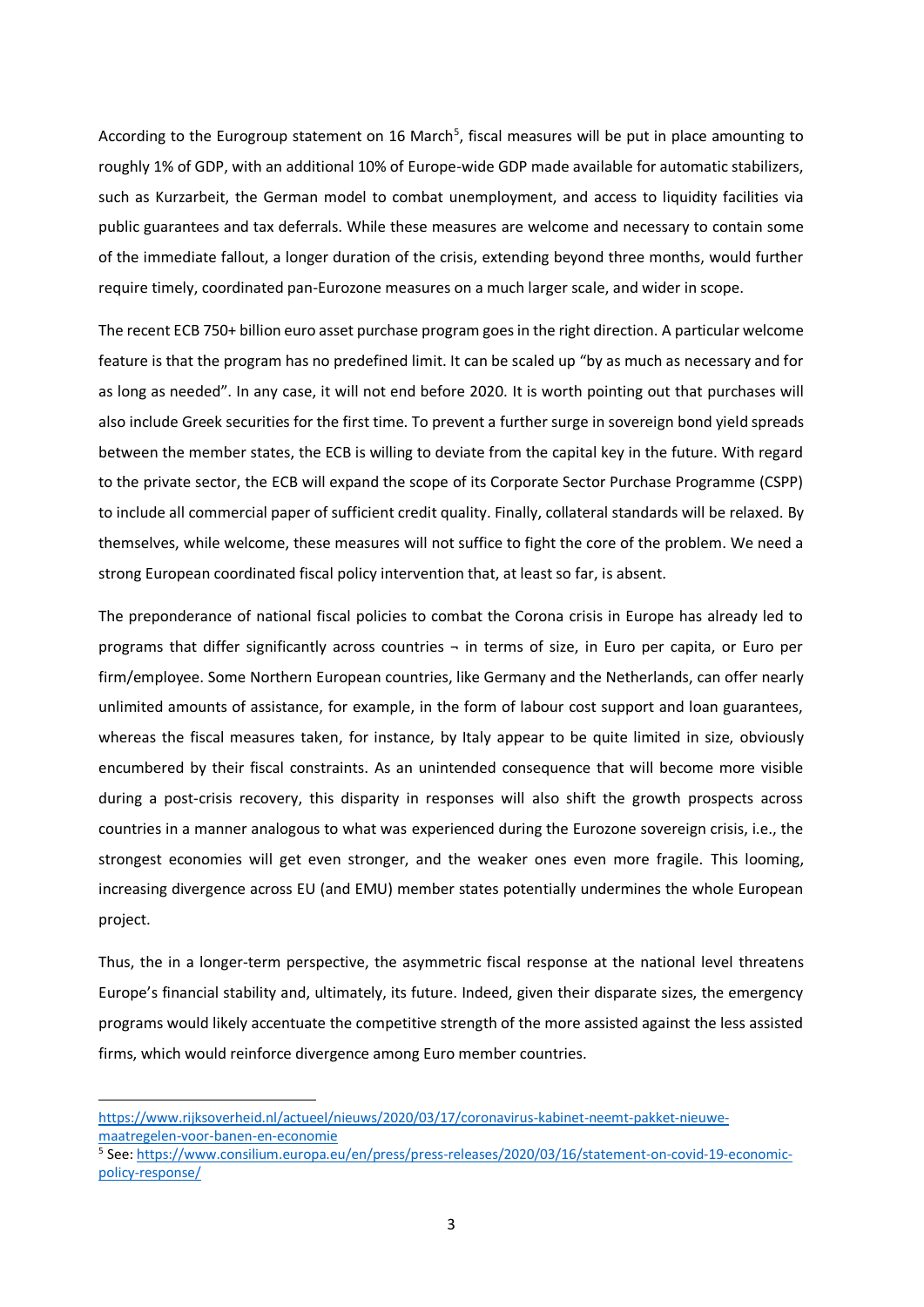According to the Eurogroup statement on 16 March[5], fiscal measures will be put in place amounting to roughly 1% of GDP, with an additional 10% of Europe-wide GDP made available for automatic stabilizers, such as Kurzarbeit, the German model to combat unemployment, and access to liquidity facilities via public guarantees and tax deferrals. While these measures are welcome and necessary to contain some of the immediate fallout, a longer duration of the crisis, extending beyond three months, would further require timely, coordinated pan-Eurozone measures on a much larger scale, and wider in scope.

The recent ECB 750+ billion euro asset purchase program goes in the right direction. A particular welcome feature is that the program has no predefined limit. It can be scaled up "by as much as necessary and for as long as needed". In any case, it will not end before 2020. It is worth pointing out that purchases will also include Greek securities for the first time. To prevent a further surge in sovereign bond yield spreads between the member states, the ECB is willing to deviate from the capital key in the future. With regard to the private sector, the ECB will expand the scope of its Corporate Sector Purchase Programme (CSPP) to include all commercial paper of sufficient credit quality. Finally, collateral standards will be relaxed. By themselves, while welcome, these measures will not suffice to fight the core of the problem. We need a strong European coordinated fiscal policy intervention that, at least so far, is absent.

The preponderance of national fiscal policies to combat the Corona crisis in Europe has already led to programs that differ significantly across countries ¬ in terms of size, in Euro per capita, or Euro per firm/employee. Some Northern European countries, like Germany and the Netherlands, can offer nearly unlimited amounts of assistance, for example, in the form of labour cost support and loan guarantees, whereas the fiscal measures taken, for instance, by Italy appear to be quite limited in size, obviously encumbered by their fiscal constraints. As an unintended consequence that will become more visible during a post-crisis recovery, this disparity in responses will also shift the growth prospects across countries in a manner analogous to what was experienced during the Eurozone sovereign crisis, i.e., the strongest economies will get even stronger, and the weaker ones even more fragile. This looming, increasing divergence across EU (and EMU) member states potentially undermines the whole European project.

Thus, the in a longer-term perspective, the asymmetric fiscal response at the national level threatens Europe's financial stability and, ultimately, its future. Indeed, given their disparate sizes, the emergency programs would likely accentuate the competitive strength of the more assisted against the less assisted firms, which would reinforce divergence among Euro member countries.

---

https://www.rijksoverheid.nl/actueel/nieuws/2020/03/17/coronavirus-kabinet-neemt-pakket-nieuwe-maatregelen-voor-banen-en-economie

[5] See: https://www.consilium.europa.eu/en/press/press-releases/2020/03/16/statement-on-covid-19-economic-policy-response/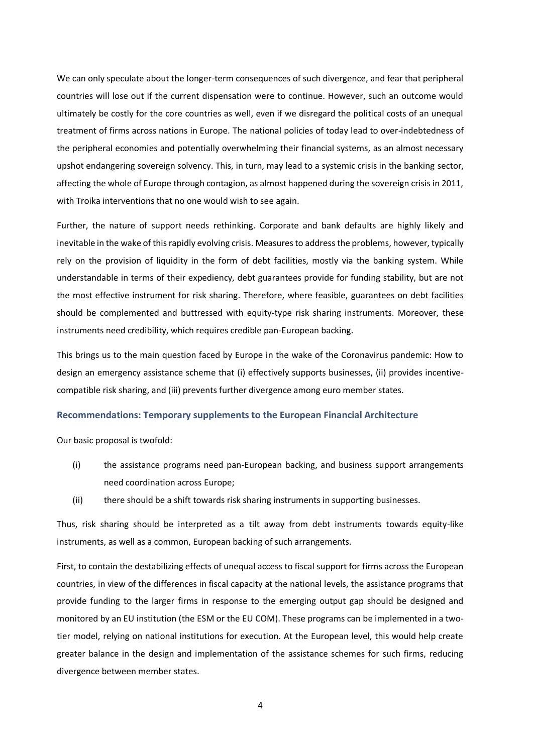We can only speculate about the longer-term consequences of such divergence, and fear that peripheral countries will lose out if the current dispensation were to continue. However, such an outcome would ultimately be costly for the core countries as well, even if we disregard the political costs of an unequal treatment of firms across nations in Europe. The national policies of today lead to over-indebtedness of the peripheral economies and potentially overwhelming their financial systems, as an almost necessary upshot endangering sovereign solvency. This, in turn, may lead to a systemic crisis in the banking sector, affecting the whole of Europe through contagion, as almost happened during the sovereign crisis in 2011, with Troika interventions that no one would wish to see again.

Further, the nature of support needs rethinking. Corporate and bank defaults are highly likely and inevitable in the wake of this rapidly evolving crisis. Measures to address the problems, however, typically rely on the provision of liquidity in the form of debt facilities, mostly via the banking system. While understandable in terms of their expediency, debt guarantees provide for funding stability, but are not the most effective instrument for risk sharing. Therefore, where feasible, guarantees on debt facilities should be complemented and buttressed with equity-type risk sharing instruments. Moreover, these instruments need credibility, which requires credible pan-European backing.

This brings us to the main question faced by Europe in the wake of the Coronavirus pandemic: How to design an emergency assistance scheme that (i) effectively supports businesses, (ii) provides incentive-compatible risk sharing, and (iii) prevents further divergence among euro member states.

### Recommendations: Temporary supplements to the European Financial Architecture

Our basic proposal is twofold:

(i) the assistance programs need pan-European backing, and business support arrangements need coordination across Europe;

(ii) there should be a shift towards risk sharing instruments in supporting businesses.

Thus, risk sharing should be interpreted as a tilt away from debt instruments towards equity-like instruments, as well as a common, European backing of such arrangements.

First, to contain the destabilizing effects of unequal access to fiscal support for firms across the European countries, in view of the differences in fiscal capacity at the national levels, the assistance programs that provide funding to the larger firms in response to the emerging output gap should be designed and monitored by an EU institution (the ESM or the EU COM). These programs can be implemented in a two-tier model, relying on national institutions for execution. At the European level, this would help create greater balance in the design and implementation of the assistance schemes for such firms, reducing divergence between member states.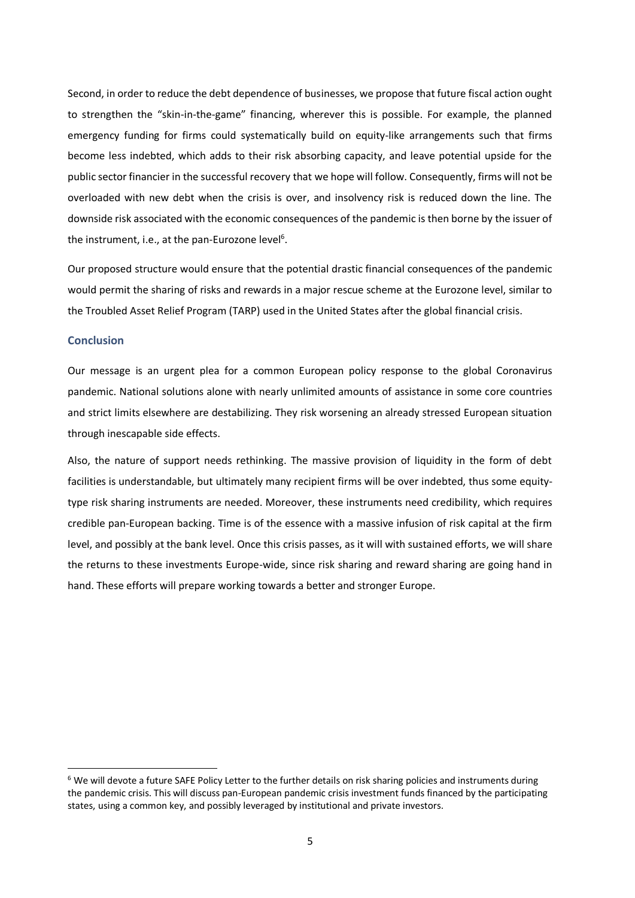Second, in order to reduce the debt dependence of businesses, we propose that future fiscal action ought to strengthen the "skin-in-the-game" financing, wherever this is possible. For example, the planned emergency funding for firms could systematically build on equity-like arrangements such that firms become less indebted, which adds to their risk absorbing capacity, and leave potential upside for the public sector financier in the successful recovery that we hope will follow. Consequently, firms will not be overloaded with new debt when the crisis is over, and insolvency risk is reduced down the line. The downside risk associated with the economic consequences of the pandemic is then borne by the issuer of the instrument, i.e., at the pan-Eurozone level[6].

Our proposed structure would ensure that the potential drastic financial consequences of the pandemic would permit the sharing of risks and rewards in a major rescue scheme at the Eurozone level, similar to the Troubled Asset Relief Program (TARP) used in the United States after the global financial crisis.

## Conclusion

Our message is an urgent plea for a common European policy response to the global Coronavirus pandemic. National solutions alone with nearly unlimited amounts of assistance in some core countries and strict limits elsewhere are destabilizing. They risk worsening an already stressed European situation through inescapable side effects.

Also, the nature of support needs rethinking. The massive provision of liquidity in the form of debt facilities is understandable, but ultimately many recipient firms will be over indebted, thus some equity-type risk sharing instruments are needed. Moreover, these instruments need credibility, which requires credible pan-European backing. Time is of the essence with a massive infusion of risk capital at the firm level, and possibly at the bank level. Once this crisis passes, as it will with sustained efforts, we will share the returns to these investments Europe-wide, since risk sharing and reward sharing are going hand in hand. These efforts will prepare working towards a better and stronger Europe.

[6] We will devote a future SAFE Policy Letter to the further details on risk sharing policies and instruments during the pandemic crisis. This will discuss pan-European pandemic crisis investment funds financed by the participating states, using a common key, and possibly leveraged by institutional and private investors.